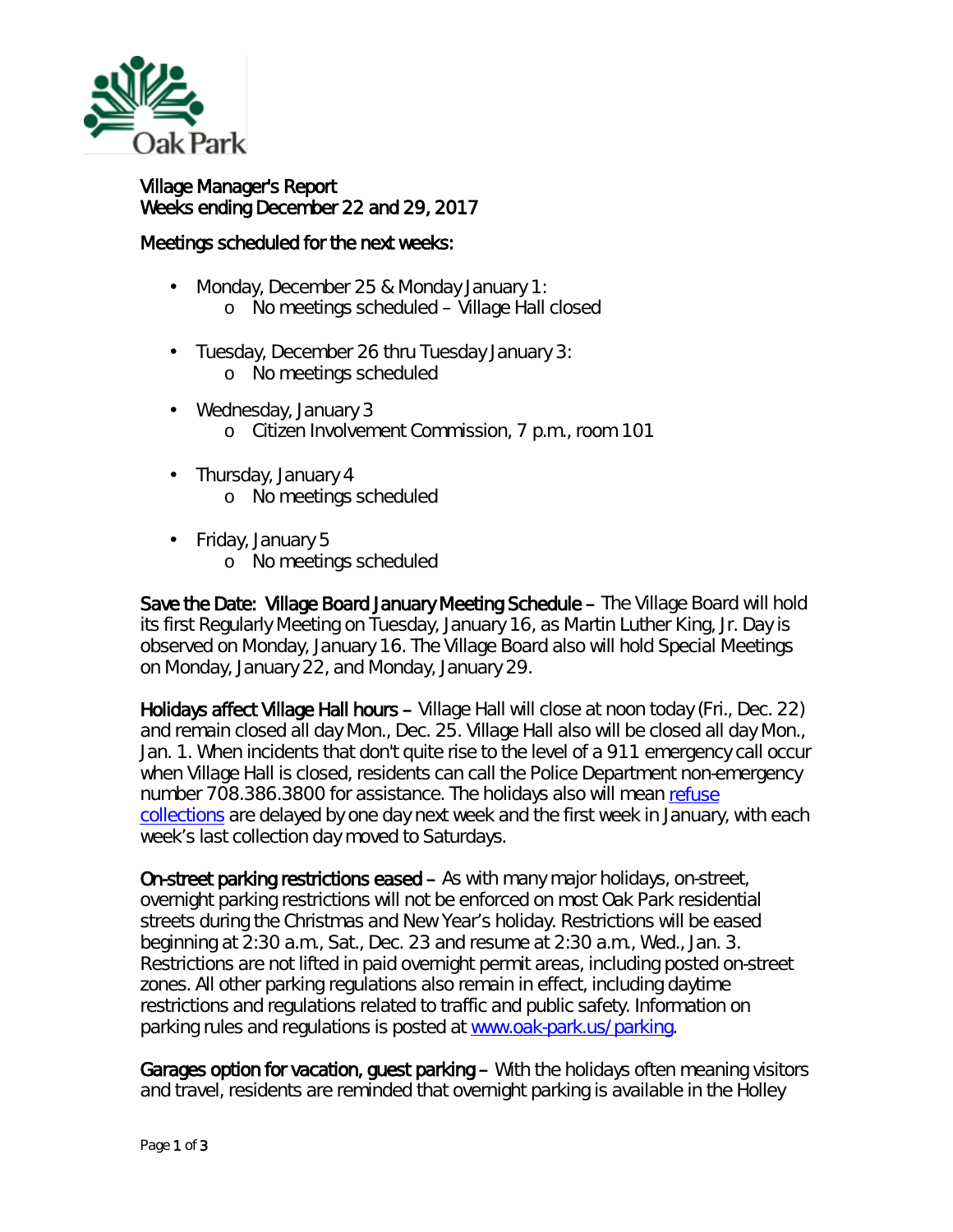Oak Park

# Village Manager's Report
## Weeks ending December 22 and 29, 2017

### Meetings scheduled for the next weeks:

- Monday, December 25 & Monday January 1:
  - No meetings scheduled – Village Hall closed
- Tuesday, December 26 thru Tuesday January 3:
  - No meetings scheduled
- Wednesday, January 3
  - Citizen Involvement Commission, 7 p.m., room 101
- Thursday, January 4
  - No meetings scheduled
- Friday, January 5
  - No meetings scheduled

**Save the Date: Village Board January Meeting Schedule –** The Village Board will hold its first Regularly Meeting on Tuesday, January 16, as Martin Luther King, Jr. Day is observed on Monday, January 16. The Village Board also will hold Special Meetings on Monday, January 22, and Monday, January 29.

**Holidays affect Village Hall hours –** Village Hall will close at noon today (Fri., Dec. 22) and remain closed all day Mon., Dec. 25. Village Hall also will be closed all day Mon., Jan. 1. When incidents that don't quite rise to the level of a 911 emergency call occur when Village Hall is closed, residents can call the Police Department non-emergency number 708.386.3800 for assistance. The holidays also will mean refuse collections are delayed by one day next week and the first week in January, with each week's last collection day moved to Saturdays.

**On-street parking restrictions eased –** As with many major holidays, on-street, overnight parking restrictions will not be enforced on most Oak Park residential streets during the Christmas and New Year's holiday. Restrictions will be eased beginning at 2:30 a.m., Sat., Dec. 23 and resume at 2:30 a.m., Wed., Jan. 3. Restrictions are not lifted in paid overnight permit areas, including posted on-street zones. All other parking regulations also remain in effect, including daytime restrictions and regulations related to traffic and public safety. Information on parking rules and regulations is posted at www.oak-park.us/parking.

**Garages option for vacation, guest parking –** With the holidays often meaning visitors and travel, residents are reminded that overnight parking is available in the Holley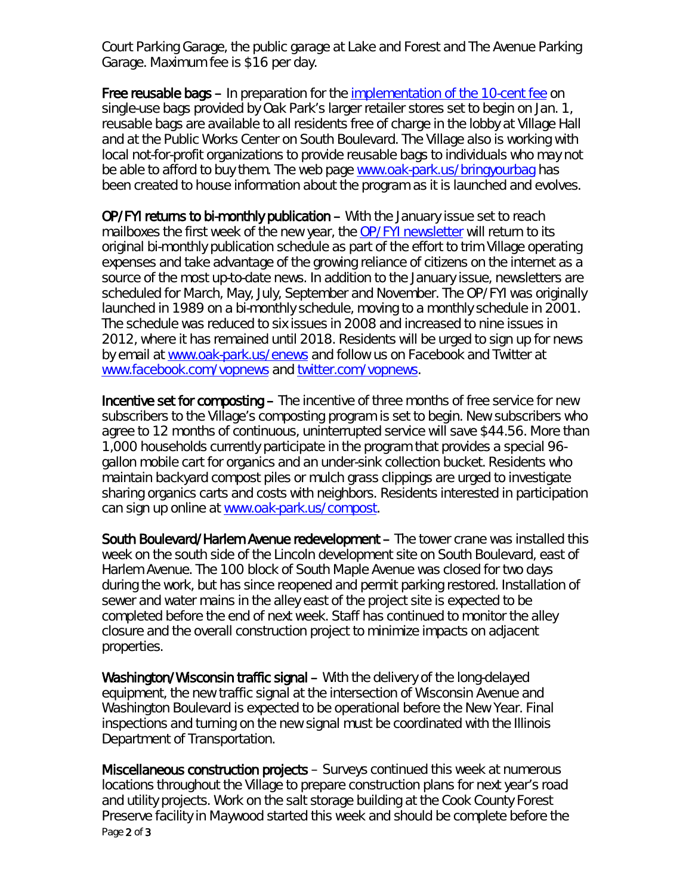Court Parking Garage, the public garage at Lake and Forest and The Avenue Parking Garage. Maximum fee is $16 per day.

**Free reusable bags** – In preparation for the [implementation of the 10-cent fee](#) on single-use bags provided by Oak Park's larger retailer stores set to begin on Jan. 1, reusable bags are available to all residents free of charge in the lobby at Village Hall and at the Public Works Center on South Boulevard. The Village also is working with local not-for-profit organizations to provide reusable bags to individuals who may not be able to afford to buy them. The web page [www.oak-park.us/bringyourbag](www.oak-park.us/bringyourbag) has been created to house information about the program as it is launched and evolves.

**OP/FYI returns to bi-monthly publication** – With the January issue set to reach mailboxes the first week of the new year, the [OP/FYI newsletter](#) will return to its original bi-monthly publication schedule as part of the effort to trim Village operating expenses and take advantage of the growing reliance of citizens on the internet as a source of the most up-to-date news. In addition to the January issue, newsletters are scheduled for March, May, July, September and November. The OP/FYI was originally launched in 1989 on a bi-monthly schedule, moving to a monthly schedule in 2001. The schedule was reduced to six issues in 2008 and increased to nine issues in 2012, where it has remained until 2018. Residents will be urged to sign up for news by email at [www.oak-park.us/enews](www.oak-park.us/enews) and follow us on Facebook and Twitter at [www.facebook.com/vopnews](www.facebook.com/vopnews) and [twitter.com/vopnews](twitter.com/vopnews).

**Incentive set for composting** – The incentive of three months of free service for new subscribers to the Village's composting program is set to begin. New subscribers who agree to 12 months of continuous, uninterrupted service will save $44.56. More than 1,000 households currently participate in the program that provides a special 96-gallon mobile cart for organics and an under-sink collection bucket. Residents who maintain backyard compost piles or mulch grass clippings are urged to investigate sharing organics carts and costs with neighbors. Residents interested in participation can sign up online at [www.oak-park.us/compost](www.oak-park.us/compost).

**South Boulevard/Harlem Avenue redevelopment** – The tower crane was installed this week on the south side of the Lincoln development site on South Boulevard, east of Harlem Avenue. The 100 block of South Maple Avenue was closed for two days during the work, but has since reopened and permit parking restored. Installation of sewer and water mains in the alley east of the project site is expected to be completed before the end of next week. Staff has continued to monitor the alley closure and the overall construction project to minimize impacts on adjacent properties.

**Washington/Wisconsin traffic signal** – With the delivery of the long-delayed equipment, the new traffic signal at the intersection of Wisconsin Avenue and Washington Boulevard is expected to be operational before the New Year. Final inspections and turning on the new signal must be coordinated with the Illinois Department of Transportation.

**Miscellaneous construction projects** – Surveys continued this week at numerous locations throughout the Village to prepare construction plans for next year's road and utility projects. Work on the salt storage building at the Cook County Forest Preserve facility in Maywood started this week and should be complete before the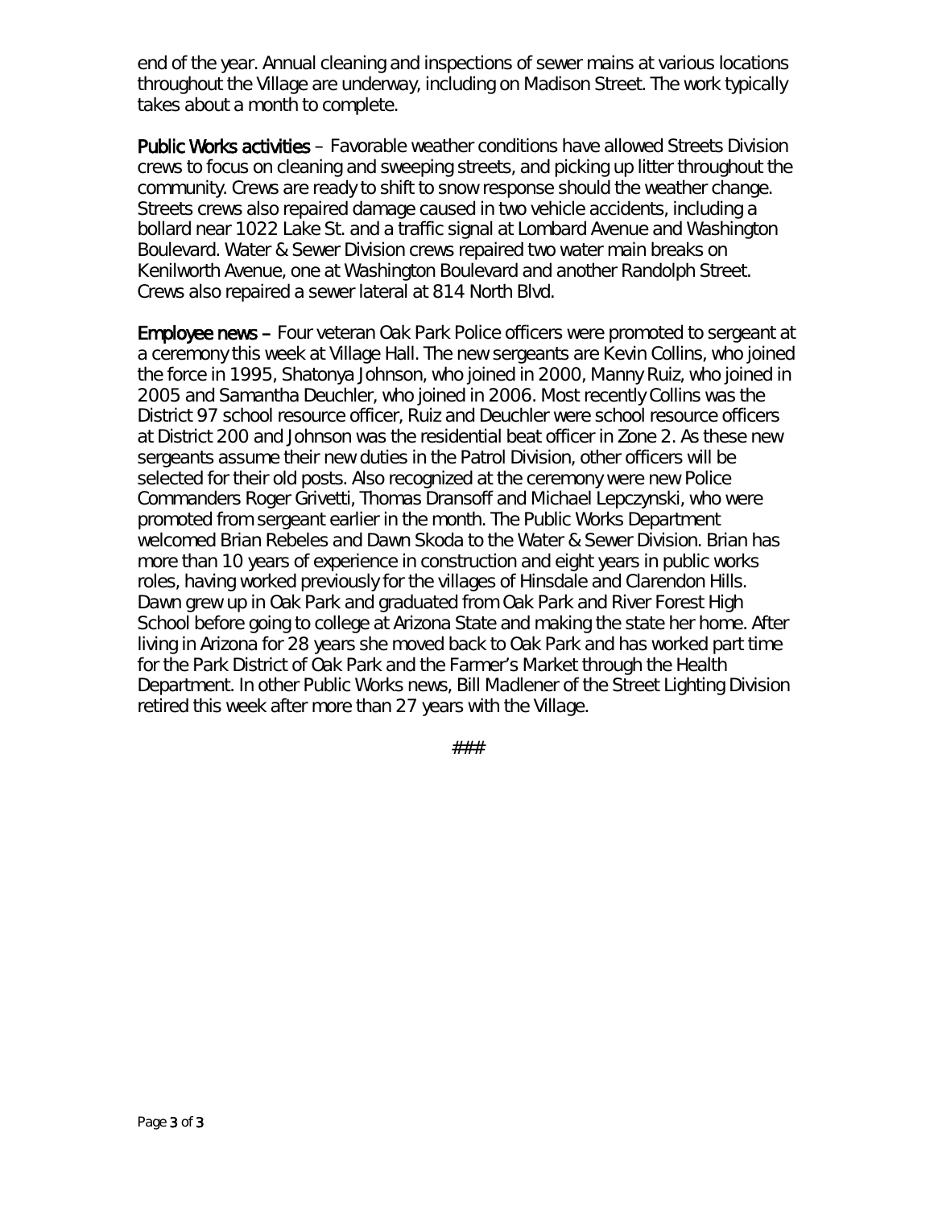end of the year. Annual cleaning and inspections of sewer mains at various locations throughout the Village are underway, including on Madison Street. The work typically takes about a month to complete.

**Public Works activities** – Favorable weather conditions have allowed Streets Division crews to focus on cleaning and sweeping streets, and picking up litter throughout the community. Crews are ready to shift to snow response should the weather change. Streets crews also repaired damage caused in two vehicle accidents, including a bollard near 1022 Lake St. and a traffic signal at Lombard Avenue and Washington Boulevard. Water & Sewer Division crews repaired two water main breaks on Kenilworth Avenue, one at Washington Boulevard and another Randolph Street. Crews also repaired a sewer lateral at 814 North Blvd.

**Employee news** – Four veteran Oak Park Police officers were promoted to sergeant at a ceremony this week at Village Hall. The new sergeants are Kevin Collins, who joined the force in 1995, Shatonya Johnson, who joined in 2000, Manny Ruiz, who joined in 2005 and Samantha Deuchler, who joined in 2006. Most recently Collins was the District 97 school resource officer, Ruiz and Deuchler were school resource officers at District 200 and Johnson was the residential beat officer in Zone 2. As these new sergeants assume their new duties in the Patrol Division, other officers will be selected for their old posts. Also recognized at the ceremony were new Police Commanders Roger Grivetti, Thomas Dransoff and Michael Lepczynski, who were promoted from sergeant earlier in the month. The Public Works Department welcomed Brian Rebeles and Dawn Skoda to the Water & Sewer Division. Brian has more than 10 years of experience in construction and eight years in public works roles, having worked previously for the villages of Hinsdale and Clarendon Hills. Dawn grew up in Oak Park and graduated from Oak Park and River Forest High School before going to college at Arizona State and making the state her home. After living in Arizona for 28 years she moved back to Oak Park and has worked part time for the Park District of Oak Park and the Farmer's Market through the Health Department. In other Public Works news, Bill Madlener of the Street Lighting Division retired this week after more than 27 years with the Village.

###